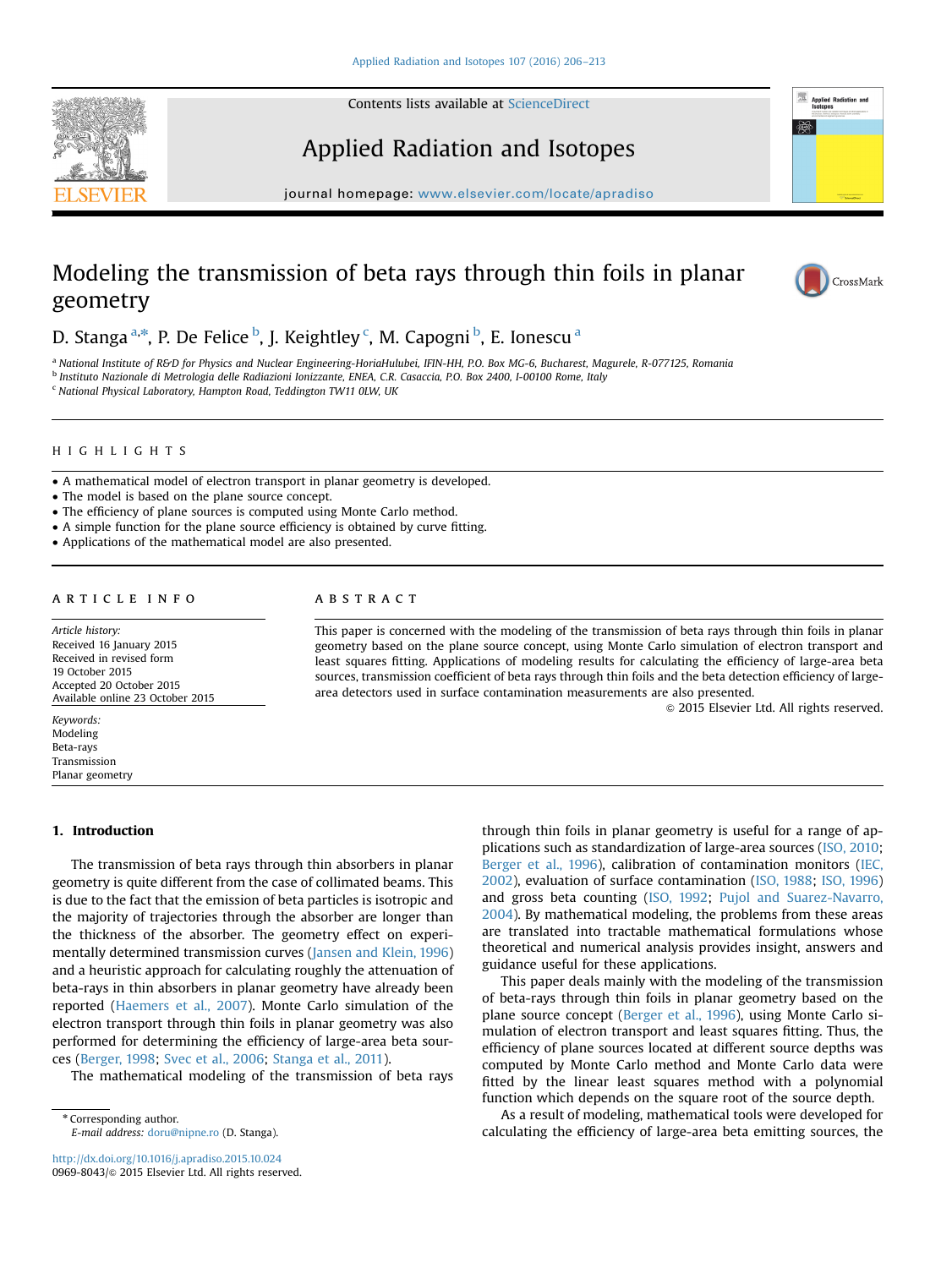# Modeling the transmission of beta rays through thin foils in planar geometry

D. Stanga[a,*], P. De Felice[b], J. Keightley[c], M. Capogni[b], E. Ionescu[a]

[a] National Institute of R&D for Physics and Nuclear Engineering-HoriaHulubei, IFIN-HH, P.O. Box MG-6, Bucharest, Magurele, R-077125, Romania
[b] Instituto Nazionale di Metrologia delle Radiazioni Ionizzante, ENEA, C.R. Casaccia, P.O. Box 2400, I-00100 Rome, Italy
[c] National Physical Laboratory, Hampton Road, Teddington TW11 0LW, UK

## HIGHLIGHTS

- A mathematical model of electron transport in planar geometry is developed.
- The model is based on the plane source concept.
- The efficiency of plane sources is computed using Monte Carlo method.
- A simple function for the plane source efficiency is obtained by curve fitting.
- Applications of the mathematical model are also presented.

## ARTICLE INFO

*Article history:*
Received 16 January 2015
Received in revised form
19 October 2015
Accepted 20 October 2015
Available online 23 October 2015

*Keywords:*
Modeling
Beta-rays
Transmission
Planar geometry

## ABSTRACT

This paper is concerned with the modeling of the transmission of beta rays through thin foils in planar geometry based on the plane source concept, using Monte Carlo simulation of electron transport and least squares fitting. Applications of modeling results for calculating the efficiency of large-area beta sources, transmission coefficient of beta rays through thin foils and the beta detection efficiency of large-area detectors used in surface contamination measurements are also presented.

© 2015 Elsevier Ltd. All rights reserved.

## 1. Introduction

The transmission of beta rays through thin absorbers in planar geometry is quite different from the case of collimated beams. This is due to the fact that the emission of beta particles is isotropic and the majority of trajectories through the absorber are longer than the thickness of the absorber. The geometry effect on experimentally determined transmission curves (Jansen and Klein, 1996) and a heuristic approach for calculating roughly the attenuation of beta-rays in thin absorbers in planar geometry have already been reported (Haemers et al., 2007). Monte Carlo simulation of the electron transport through thin foils in planar geometry was also performed for determining the efficiency of large-area beta sources (Berger, 1998; Svec et al., 2006; Stanga et al., 2011).

The mathematical modeling of the transmission of beta rays through thin foils in planar geometry is useful for a range of applications such as standardization of large-area sources (ISO, 2010; Berger et al., 1996), calibration of contamination monitors (IEC, 2002), evaluation of surface contamination (ISO, 1988; ISO, 1996) and gross beta counting (ISO, 1992; Pujol and Suarez-Navarro, 2004). By mathematical modeling, the problems from these areas are translated into tractable mathematical formulations whose theoretical and numerical analysis provides insight, answers and guidance useful for these applications.

This paper deals mainly with the modeling of the transmission of beta-rays through thin foils in planar geometry based on the plane source concept (Berger et al., 1996), using Monte Carlo simulation of electron transport and least squares fitting. Thus, the efficiency of plane sources located at different source depths was computed by Monte Carlo method and Monte Carlo data were fitted by the linear least squares method with a polynomial function which depends on the square root of the source depth.

As a result of modeling, mathematical tools were developed for calculating the efficiency of large-area beta emitting sources, the

\* Corresponding author.
*E-mail address:* doru@nipne.ro (D. Stanga).

http://dx.doi.org/10.1016/j.apradiso.2015.10.024
0969-8043/© 2015 Elsevier Ltd. All rights reserved.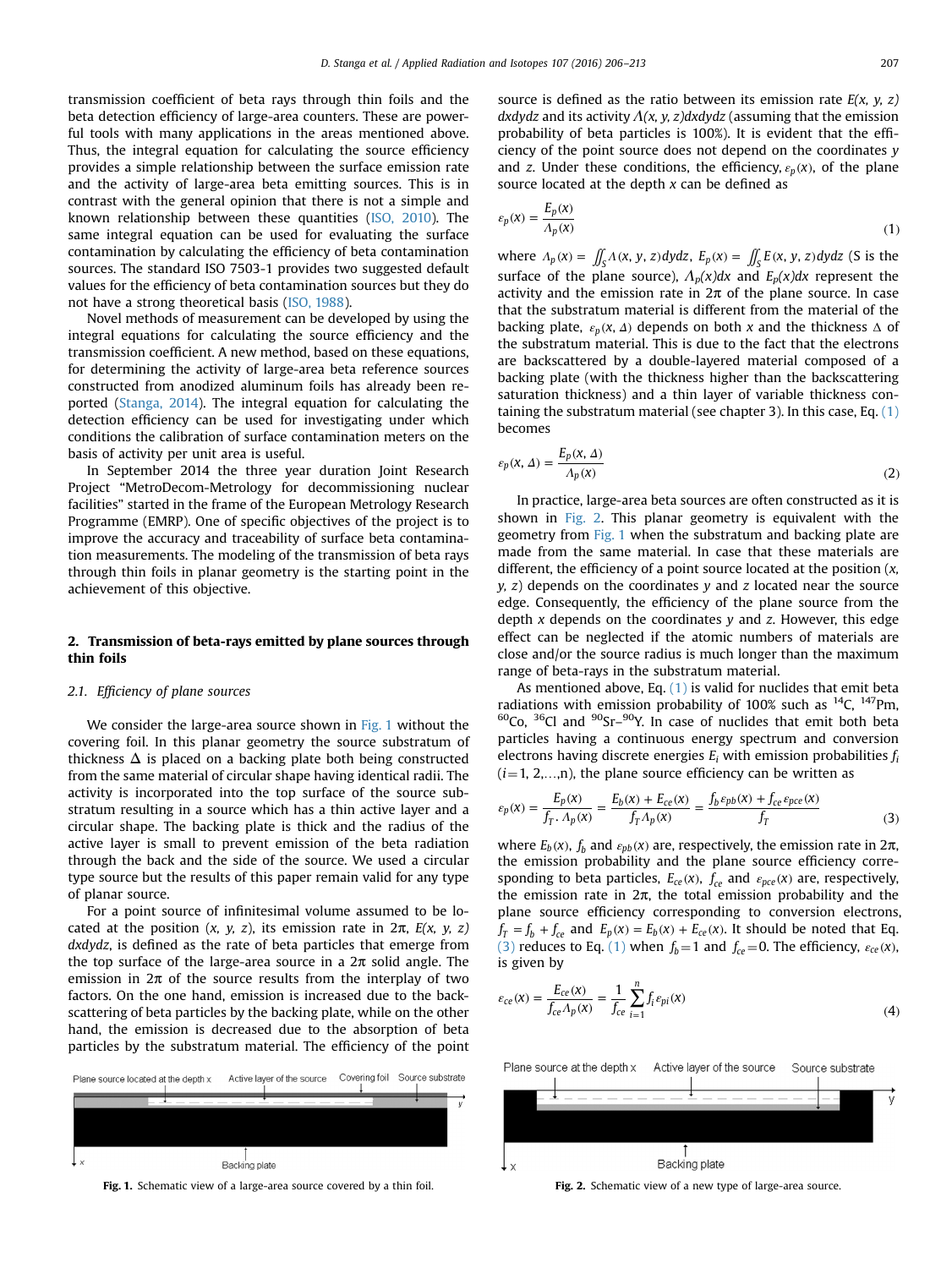transmission coefficient of beta rays through thin foils and the beta detection efficiency of large-area counters. These are powerful tools with many applications in the areas mentioned above. Thus, the integral equation for calculating the source efficiency provides a simple relationship between the surface emission rate and the activity of large-area beta emitting sources. This is in contrast with the general opinion that there is not a simple and known relationship between these quantities (ISO, 2010). The same integral equation can be used for evaluating the surface contamination by calculating the efficiency of beta contamination sources. The standard ISO 7503-1 provides two suggested default values for the efficiency of beta contamination sources but they do not have a strong theoretical basis (ISO, 1988).

Novel methods of measurement can be developed by using the integral equations for calculating the source efficiency and the transmission coefficient. A new method, based on these equations, for determining the activity of large-area beta reference sources constructed from anodized aluminum foils has already been reported (Stanga, 2014). The integral equation for calculating the detection efficiency can be used for investigating under which conditions the calibration of surface contamination meters on the basis of activity per unit area is useful.

In September 2014 the three year duration Joint Research Project "MetroDecom-Metrology for decommissioning nuclear facilities" started in the frame of the European Metrology Research Programme (EMRP). One of specific objectives of the project is to improve the accuracy and traceability of surface beta contamination measurements. The modeling of the transmission of beta rays through thin foils in planar geometry is the starting point in the achievement of this objective.

## 2. Transmission of beta-rays emitted by plane sources through thin foils

### 2.1. Efficiency of plane sources

We consider the large-area source shown in Fig. 1 without the covering foil. In this planar geometry the source substratum of thickness $\Delta$ is placed on a backing plate both being constructed from the same material of circular shape having identical radii. The activity is incorporated into the top surface of the source substratum resulting in a source which has a thin active layer and a circular shape. The backing plate is thick and the radius of the active layer is small to prevent emission of the beta radiation through the back and the side of the source. We used a circular type source but the results of this paper remain valid for any type of planar source.

For a point source of infinitesimal volume assumed to be located at the position $(x, y, z)$, its emission rate in $2\pi$, $E(x, y, z)\,dxdydz$, is defined as the rate of beta particles that emerge from the top surface of the large-area source in a $2\pi$ solid angle. The emission in $2\pi$ of the source results from the interplay of two factors. On the one hand, emission is increased due to the backscattering of beta particles by the backing plate, while on the other hand, the emission is decreased due to the absorption of beta particles by the substratum material. The efficiency of the point source is defined as the ratio between its emission rate $E(x, y, z)\,dxdydz$ and its activity $\Lambda(x, y, z)dxdydz$ (assuming that the emission probability of beta particles is 100%). It is evident that the efficiency of the point source does not depend on the coordinates $y$ and $z$. Under these conditions, the efficiency, $\varepsilon_p(x)$, of the plane source located at the depth $x$ can be defined as

$$\varepsilon_p(x) = \frac{E_p(x)}{\Lambda_p(x)} \tag{1}$$

where $\Lambda_p(x) = \iint_S \Lambda(x, y, z)dydz$, $E_p(x) = \iint_S E(x, y, z)dydz$ (S is the surface of the plane source), $\Lambda_p(x)dx$ and $E_p(x)dx$ represent the activity and the emission rate in $2\pi$ of the plane source. In case that the substratum material is different from the material of the backing plate, $\varepsilon_p(x, \Delta)$ depends on both $x$ and the thickness $\Delta$ of the substratum material. This is due to the fact that the electrons are backscattered by a double-layered material composed of a backing plate (with the thickness higher than the backscattering saturation thickness) and a thin layer of variable thickness containing the substratum material (see chapter 3). In this case, Eq. (1) becomes

$$\varepsilon_p(x, \Delta) = \frac{E_p(x, \Delta)}{\Lambda_p(x)} \tag{2}$$

In practice, large-area beta sources are often constructed as it is shown in Fig. 2. This planar geometry is equivalent with the geometry from Fig. 1 when the substratum and backing plate are made from the same material. In case that these materials are different, the efficiency of a point source located at the position $(x, y, z)$ depends on the coordinates $y$ and $z$ located near the source edge. Consequently, the efficiency of the plane source from the depth $x$ depends on the coordinates $y$ and $z$. However, this edge effect can be neglected if the atomic numbers of materials are close and/or the source radius is much longer than the maximum range of beta-rays in the substratum material.

As mentioned above, Eq. (1) is valid for nuclides that emit beta radiations with emission probability of 100% such as $^{14}C$, $^{147}Pm$, $^{60}Co$, $^{36}Cl$ and $^{90}Sr$–$^{90}Y$. In case of nuclides that emit both beta particles having a continuous energy spectrum and conversion electrons having discrete energies $E_i$ with emission probabilities $f_i$ ($i$=1, 2,…,n), the plane source efficiency can be written as

$$\varepsilon_p(x) = \frac{E_p(x)}{f_T \cdot \Lambda_p(x)} = \frac{E_b(x) + E_{ce}(x)}{f_T \Lambda_p(x)} = \frac{f_b \varepsilon_{pb}(x) + f_{ce}\varepsilon_{pce}(x)}{f_T} \tag{3}$$

where $E_b(x)$, $f_b$ and $\varepsilon_{pb}(x)$ are, respectively, the emission rate in $2\pi$, the emission probability and the plane source efficiency corresponding to beta particles, $E_{ce}(x)$, $f_{ce}$ and $\varepsilon_{pce}(x)$ are, respectively, the emission rate in $2\pi$, the total emission probability and the plane source efficiency corresponding to conversion electrons, $f_T = f_b + f_{ce}$ and $E_p(x) = E_b(x) + E_{ce}(x)$. It should be noted that Eq. (3) reduces to Eq. (1) when $f_b$=1 and $f_{ce}$=0. The efficiency, $\varepsilon_{ce}(x)$, is given by

$$\varepsilon_{ce}(x) = \frac{E_{ce}(x)}{f_{ce}\Lambda_p(x)} = \frac{1}{f_{ce}}\sum_{i=1}^{n} f_i \varepsilon_{pi}(x) \tag{4}$$

Plane source located at the depth x | Active layer of the source | Covering foil | Source substrate | Backing plate

**Fig. 1.** Schematic view of a large-area source covered by a thin foil.

Plane source at the depth x | Active layer of the source | Source substrate | Backing plate

**Fig. 2.** Schematic view of a new type of large-area source.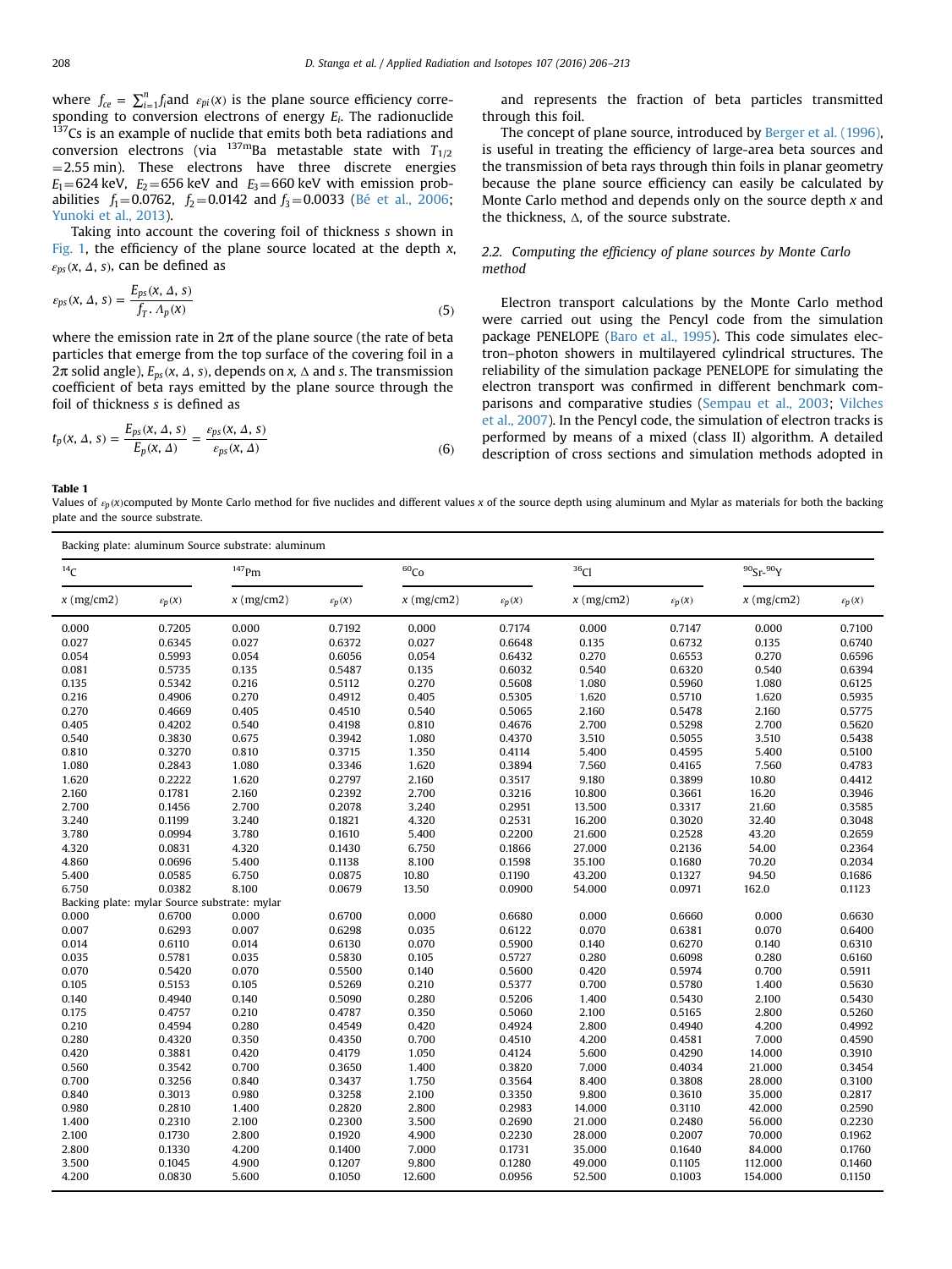where $f_{ce} = \sum_{i=1}^{n} f_i$ and $\varepsilon_{pi}(x)$ is the plane source efficiency corresponding to conversion electrons of energy $E_i$. The radionuclide $^{137}$Cs is an example of nuclide that emits both beta radiations and conversion electrons (via $^{137m}$Ba metastable state with $T_{1/2} = 2.55$ min). These electrons have three discrete energies $E_1 = 624$ keV, $E_2 = 656$ keV and $E_3 = 660$ keV with emission probabilities $f_1 = 0.0762$, $f_2 = 0.0142$ and $f_3 = 0.0033$ (Bé et al., 2006; Yunoki et al., 2013).

Taking into account the covering foil of thickness $s$ shown in Fig. 1, the efficiency of the plane source located at the depth $x$, $\varepsilon_{ps}(x, \Delta, s)$, can be defined as

$$\varepsilon_{ps}(x, \Delta, s) = \frac{E_{ps}(x, \Delta, s)}{f_T \cdot \Lambda_p(x)} \tag{5}$$

where the emission rate in $2\pi$ of the plane source (the rate of beta particles that emerge from the top surface of the covering foil in a $2\pi$ solid angle), $E_{ps}(x, \Delta, s)$, depends on $x$, $\Delta$ and $s$. The transmission coefficient of beta rays emitted by the plane source through the foil of thickness $s$ is defined as

$$t_p(x, \Delta, s) = \frac{E_{ps}(x, \Delta, s)}{E_p(x, \Delta)} = \frac{\varepsilon_{ps}(x, \Delta, s)}{\varepsilon_{ps}(x, \Delta)} \tag{6}$$

and represents the fraction of beta particles transmitted through this foil.

The concept of plane source, introduced by Berger et al. (1996), is useful in treating the efficiency of large-area beta sources and the transmission of beta rays through thin foils in planar geometry because the plane source efficiency can easily be calculated by Monte Carlo method and depends only on the source depth $x$ and the thickness, $\Delta$, of the source substrate.

### 2.2. Computing the efficiency of plane sources by Monte Carlo method

Electron transport calculations by the Monte Carlo method were carried out using the Pencyl code from the simulation package PENELOPE (Baro et al., 1995). This code simulates electron–photon showers in multilayered cylindrical structures. The reliability of the simulation package PENELOPE for simulating the electron transport was confirmed in different benchmark comparisons and comparative studies (Sempau et al., 2003; Vilches et al., 2007). In the Pencyl code, the simulation of electron tracks is performed by means of a mixed (class II) algorithm. A detailed description of cross sections and simulation methods adopted in

**Table 1**
Values of $\varepsilon_p(x)$ computed by Monte Carlo method for five nuclides and different values $x$ of the source depth using aluminum and Mylar as materials for both the backing plate and the source substrate.

| $^{14}$C | | $^{147}$Pm | | $^{60}$Co | | $^{36}$Cl | | $^{90}$Sr-$^{90}$Y | |
|---|---|---|---|---|---|---|---|---|---|
| $x$ (mg/cm2) | $\varepsilon_p(x)$ | $x$ (mg/cm2) | $\varepsilon_p(x)$ | $x$ (mg/cm2) | $\varepsilon_p(x)$ | $x$ (mg/cm2) | $\varepsilon_p(x)$ | $x$ (mg/cm2) | $\varepsilon_p(x)$ |
| **Backing plate: aluminum Source substrate: aluminum** | | | | | | | | | |
| 0.000 | 0.7205 | 0.000 | 0.7192 | 0.000 | 0.7174 | 0.000 | 0.7147 | 0.000 | 0.7100 |
| 0.027 | 0.6345 | 0.027 | 0.6372 | 0.027 | 0.6648 | 0.135 | 0.6732 | 0.135 | 0.6740 |
| 0.054 | 0.5993 | 0.054 | 0.6056 | 0.054 | 0.6432 | 0.270 | 0.6553 | 0.270 | 0.6596 |
| 0.081 | 0.5735 | 0.135 | 0.5487 | 0.135 | 0.6032 | 0.540 | 0.6320 | 0.540 | 0.6394 |
| 0.135 | 0.5342 | 0.216 | 0.5112 | 0.270 | 0.5608 | 1.080 | 0.5960 | 1.080 | 0.6125 |
| 0.216 | 0.4906 | 0.270 | 0.4912 | 0.405 | 0.5305 | 1.620 | 0.5710 | 1.620 | 0.5935 |
| 0.270 | 0.4669 | 0.405 | 0.4510 | 0.540 | 0.5065 | 2.160 | 0.5478 | 2.160 | 0.5775 |
| 0.405 | 0.4202 | 0.540 | 0.4198 | 0.810 | 0.4676 | 2.700 | 0.5298 | 2.700 | 0.5620 |
| 0.540 | 0.3830 | 0.675 | 0.3942 | 1.080 | 0.4370 | 3.510 | 0.5055 | 3.510 | 0.5438 |
| 0.810 | 0.3270 | 0.810 | 0.3715 | 1.350 | 0.4114 | 5.400 | 0.4595 | 5.400 | 0.5100 |
| 1.080 | 0.2843 | 1.080 | 0.3346 | 1.620 | 0.3894 | 7.560 | 0.4165 | 7.560 | 0.4783 |
| 1.620 | 0.2222 | 1.620 | 0.2797 | 2.160 | 0.3517 | 9.180 | 0.3899 | 10.80 | 0.4412 |
| 2.160 | 0.1781 | 2.160 | 0.2392 | 2.700 | 0.3216 | 10.800 | 0.3661 | 16.20 | 0.3946 |
| 2.700 | 0.1456 | 2.700 | 0.2078 | 3.240 | 0.2951 | 13.500 | 0.3317 | 21.60 | 0.3585 |
| 3.240 | 0.1199 | 3.240 | 0.1821 | 4.320 | 0.2531 | 16.200 | 0.3020 | 32.40 | 0.3048 |
| 3.780 | 0.0994 | 3.780 | 0.1610 | 5.400 | 0.2200 | 21.600 | 0.2528 | 43.20 | 0.2659 |
| 4.320 | 0.0831 | 4.320 | 0.1430 | 6.750 | 0.1866 | 27.000 | 0.2136 | 54.00 | 0.2364 |
| 4.860 | 0.0696 | 5.400 | 0.1138 | 8.100 | 0.1598 | 35.100 | 0.1680 | 70.20 | 0.2034 |
| 5.400 | 0.0585 | 6.750 | 0.0875 | 10.80 | 0.1190 | 43.200 | 0.1327 | 94.50 | 0.1686 |
| 6.750 | 0.0382 | 8.100 | 0.0679 | 13.50 | 0.0900 | 54.000 | 0.0971 | 162.0 | 0.1123 |
| **Backing plate: mylar Source substrate: mylar** | | | | | | | | | |
| 0.000 | 0.6700 | 0.000 | 0.6700 | 0.000 | 0.6680 | 0.000 | 0.6660 | 0.000 | 0.6630 |
| 0.007 | 0.6293 | 0.007 | 0.6298 | 0.035 | 0.6122 | 0.070 | 0.6381 | 0.070 | 0.6400 |
| 0.014 | 0.6110 | 0.014 | 0.6130 | 0.070 | 0.5900 | 0.140 | 0.6270 | 0.140 | 0.6310 |
| 0.035 | 0.5781 | 0.035 | 0.5830 | 0.105 | 0.5727 | 0.280 | 0.6098 | 0.280 | 0.6160 |
| 0.070 | 0.5420 | 0.070 | 0.5500 | 0.140 | 0.5600 | 0.420 | 0.5974 | 0.700 | 0.5911 |
| 0.105 | 0.5153 | 0.105 | 0.5269 | 0.210 | 0.5377 | 0.700 | 0.5780 | 1.400 | 0.5630 |
| 0.140 | 0.4940 | 0.140 | 0.5090 | 0.280 | 0.5206 | 1.400 | 0.5430 | 2.100 | 0.5430 |
| 0.175 | 0.4757 | 0.210 | 0.4787 | 0.350 | 0.5060 | 2.100 | 0.5165 | 2.800 | 0.5260 |
| 0.210 | 0.4594 | 0.280 | 0.4549 | 0.420 | 0.4924 | 2.800 | 0.4940 | 4.200 | 0.4992 |
| 0.280 | 0.4320 | 0.350 | 0.4350 | 0.700 | 0.4510 | 4.200 | 0.4581 | 7.000 | 0.4590 |
| 0.420 | 0.3881 | 0.420 | 0.4179 | 1.050 | 0.4124 | 5.600 | 0.4290 | 14.000 | 0.3910 |
| 0.560 | 0.3542 | 0.700 | 0.3650 | 1.400 | 0.3820 | 7.000 | 0.4034 | 21.000 | 0.3454 |
| 0.700 | 0.3256 | 0.840 | 0.3437 | 1.750 | 0.3564 | 8.400 | 0.3808 | 28.000 | 0.3100 |
| 0.840 | 0.3013 | 0.980 | 0.3258 | 2.100 | 0.3350 | 9.800 | 0.3610 | 35.000 | 0.2817 |
| 0.980 | 0.2810 | 1.400 | 0.2820 | 2.800 | 0.2983 | 14.000 | 0.3110 | 42.000 | 0.2590 |
| 1.400 | 0.2310 | 2.100 | 0.2300 | 3.500 | 0.2690 | 21.000 | 0.2480 | 56.000 | 0.2230 |
| 2.100 | 0.1730 | 2.800 | 0.1920 | 4.900 | 0.2230 | 28.000 | 0.2007 | 70.000 | 0.1962 |
| 2.800 | 0.1330 | 4.200 | 0.1400 | 7.000 | 0.1731 | 35.000 | 0.1640 | 84.000 | 0.1760 |
| 3.500 | 0.1045 | 4.900 | 0.1207 | 9.800 | 0.1280 | 49.000 | 0.1105 | 112.000 | 0.1460 |
| 4.200 | 0.0830 | 5.600 | 0.1050 | 12.600 | 0.0956 | 52.500 | 0.1003 | 154.000 | 0.1150 |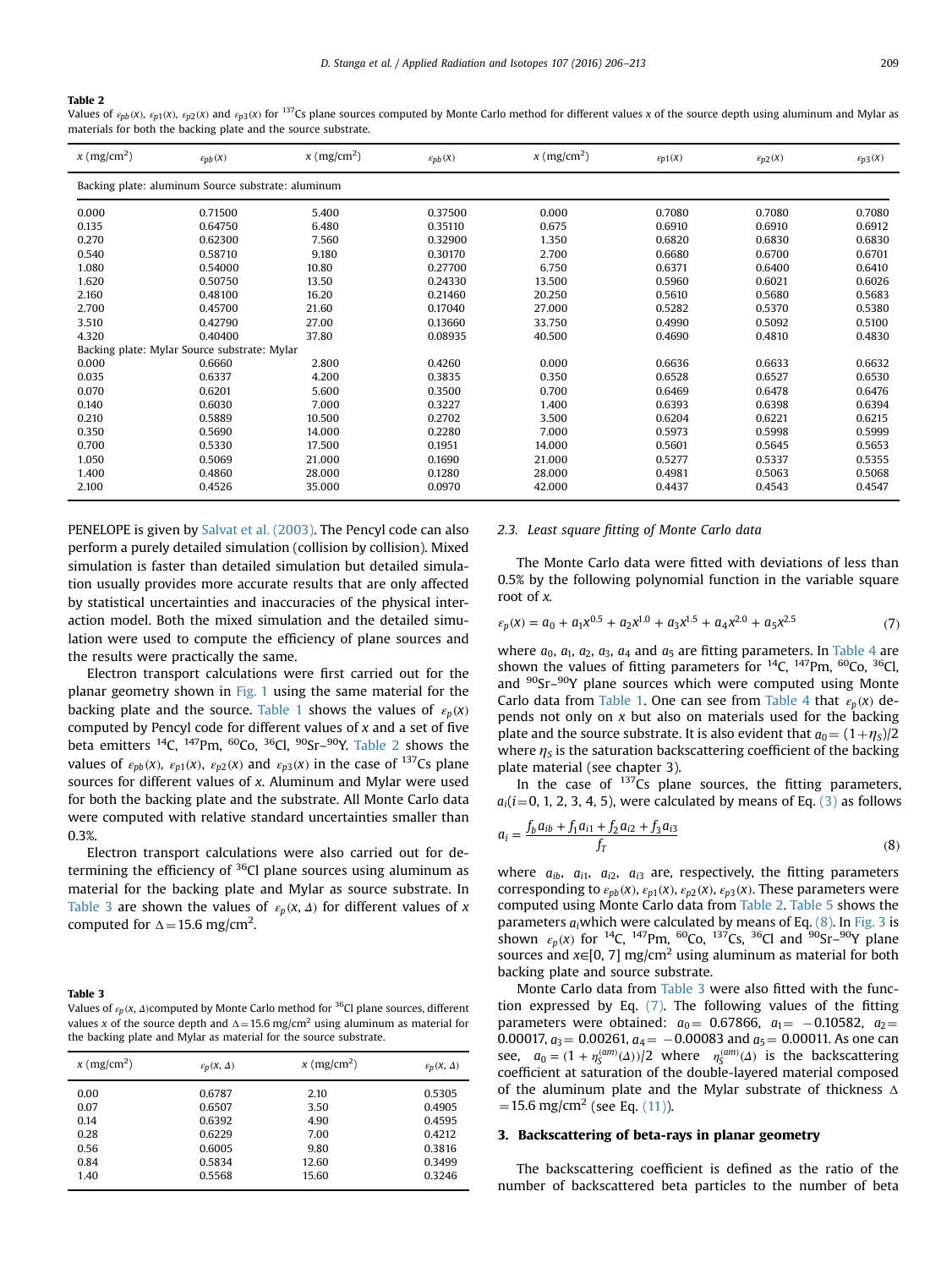**Table 2**
Values of $\varepsilon_{pb}(x)$, $\varepsilon_{p1}(x)$, $\varepsilon_{p2}(x)$ and $\varepsilon_{p3}(x)$ for $^{137}$Cs plane sources computed by Monte Carlo method for different values $x$ of the source depth using aluminum and Mylar as materials for both the backing plate and the source substrate.

| $x$ (mg/cm$^2$) | $\varepsilon_{pb}(x)$ | $x$ (mg/cm$^2$) | $\varepsilon_{pb}(x)$ | $x$ (mg/cm$^2$) | $\varepsilon_{p1}(x)$ | $\varepsilon_{p2}(x)$ | $\varepsilon_{p3}(x)$ |
|---|---|---|---|---|---|---|---|
| Backing plate: aluminum Source substrate: aluminum | | | | | | | |
| 0.000 | 0.71500 | 5.400 | 0.37500 | 0.000 | 0.7080 | 0.7080 | 0.7080 |
| 0.135 | 0.64750 | 6.480 | 0.35110 | 0.675 | 0.6910 | 0.6910 | 0.6912 |
| 0.270 | 0.62300 | 7.560 | 0.32900 | 1.350 | 0.6820 | 0.6830 | 0.6830 |
| 0.540 | 0.58710 | 9.180 | 0.30170 | 2.700 | 0.6680 | 0.6700 | 0.6701 |
| 1.080 | 0.54000 | 10.80 | 0.27700 | 6.750 | 0.6371 | 0.6400 | 0.6410 |
| 1.620 | 0.50750 | 13.50 | 0.24330 | 13.500 | 0.5960 | 0.6021 | 0.6026 |
| 2.160 | 0.48100 | 16.20 | 0.21460 | 20.250 | 0.5610 | 0.5680 | 0.5683 |
| 2.700 | 0.45700 | 21.60 | 0.17040 | 27.000 | 0.5282 | 0.5370 | 0.5380 |
| 3.510 | 0.42790 | 27.00 | 0.13660 | 33.750 | 0.4990 | 0.5092 | 0.5100 |
| 4.320 | 0.40400 | 37.80 | 0.08935 | 40.500 | 0.4690 | 0.4810 | 0.4830 |
| Backing plate: Mylar Source substrate: Mylar | | | | | | | |
| 0.000 | 0.6660 | 2.800 | 0.4260 | 0.000 | 0.6636 | 0.6633 | 0.6632 |
| 0.035 | 0.6337 | 4.200 | 0.3835 | 0.350 | 0.6528 | 0.6527 | 0.6530 |
| 0.070 | 0.6201 | 5.600 | 0.3500 | 0.700 | 0.6469 | 0.6478 | 0.6476 |
| 0.140 | 0.6030 | 7.000 | 0.3227 | 1.400 | 0.6393 | 0.6398 | 0.6394 |
| 0.210 | 0.5889 | 10.500 | 0.2702 | 3.500 | 0.6204 | 0.6221 | 0.6215 |
| 0.350 | 0.5690 | 14.000 | 0.2280 | 7.000 | 0.5973 | 0.5998 | 0.5999 |
| 0.700 | 0.5330 | 17.500 | 0.1951 | 14.000 | 0.5601 | 0.5645 | 0.5653 |
| 1.050 | 0.5069 | 21.000 | 0.1690 | 21.000 | 0.5277 | 0.5337 | 0.5355 |
| 1.400 | 0.4860 | 28.000 | 0.1280 | 28.000 | 0.4981 | 0.5063 | 0.5068 |
| 2.100 | 0.4526 | 35.000 | 0.0970 | 42.000 | 0.4437 | 0.4543 | 0.4547 |

PENELOPE is given by Salvat et al. (2003). The Pencyl code can also perform a purely detailed simulation (collision by collision). Mixed simulation is faster than detailed simulation but detailed simulation usually provides more accurate results that are only affected by statistical uncertainties and inaccuracies of the physical interaction model. Both the mixed simulation and the detailed simulation were used to compute the efficiency of plane sources and the results were practically the same.

Electron transport calculations were first carried out for the planar geometry shown in Fig. 1 using the same material for the backing plate and the source. Table 1 shows the values of $\varepsilon_p(x)$ computed by Pencyl code for different values of $x$ and a set of five beta emitters $^{14}$C, $^{147}$Pm, $^{60}$Co, $^{36}$Cl, $^{90}$Sr–$^{90}$Y. Table 2 shows the values of $\varepsilon_{pb}(x)$, $\varepsilon_{p1}(x)$, $\varepsilon_{p2}(x)$ and $\varepsilon_{p3}(x)$ in the case of $^{137}$Cs plane sources for different values of $x$. Aluminum and Mylar were used for both the backing plate and the substrate. All Monte Carlo data were computed with relative standard uncertainties smaller than 0.3%.

Electron transport calculations were also carried out for determining the efficiency of $^{36}$Cl plane sources using aluminum as material for the backing plate and Mylar as source substrate. In Table 3 are shown the values of $\varepsilon_p(x, \Delta)$ for different values of $x$ computed for $\Delta = 15.6$ mg/cm$^2$.

**Table 3**
Values of $\varepsilon_p(x, \Delta)$computed by Monte Carlo method for $^{36}$Cl plane sources, different values $x$ of the source depth and $\Delta = 15.6$ mg/cm$^2$ using aluminum as material for the backing plate and Mylar as material for the source substrate.

| $x$ (mg/cm$^2$) | $\varepsilon_p(x, \Delta)$ | $x$ (mg/cm$^2$) | $\varepsilon_p(x, \Delta)$ |
|---|---|---|---|
| 0.00 | 0.6787 | 2.10 | 0.5305 |
| 0.07 | 0.6507 | 3.50 | 0.4905 |
| 0.14 | 0.6392 | 4.90 | 0.4595 |
| 0.28 | 0.6229 | 7.00 | 0.4212 |
| 0.56 | 0.6005 | 9.80 | 0.3816 |
| 0.84 | 0.5834 | 12.60 | 0.3499 |
| 1.40 | 0.5568 | 15.60 | 0.3246 |

### 2.3. Least square fitting of Monte Carlo data

The Monte Carlo data were fitted with deviations of less than 0.5% by the following polynomial function in the variable square root of $x$.

$$\varepsilon_p(x) = a_0 + a_1 x^{0.5} + a_2 x^{1.0} + a_3 x^{1.5} + a_4 x^{2.0} + a_5 x^{2.5} \tag{7}$$

where $a_0$, $a_1$, $a_2$, $a_3$, $a_4$ and $a_5$ are fitting parameters. In Table 4 are shown the values of fitting parameters for $^{14}$C, $^{147}$Pm, $^{60}$Co, $^{36}$Cl, and $^{90}$Sr–$^{90}$Y plane sources which were computed using Monte Carlo data from Table 1. One can see from Table 4 that $\varepsilon_p(x)$ depends not only on $x$ but also on materials used for the backing plate and the source substrate. It is also evident that $a_0 = (1+\eta_S)/2$ where $\eta_S$ is the saturation backscattering coefficient of the backing plate material (see chapter 3).

In the case of $^{137}$Cs plane sources, the fitting parameters, $a_i (i = 0, 1, 2, 3, 4, 5)$, were calculated by means of Eq. (3) as follows

$$a_i = \frac{f_b a_{ib} + f_1 a_{i1} + f_2 a_{i2} + f_3 a_{i3}}{f_T} \tag{8}$$

where $a_{ib}$, $a_{i1}$, $a_{i2}$, $a_{i3}$ are, respectively, the fitting parameters corresponding to $\varepsilon_{pb}(x)$, $\varepsilon_{p1}(x)$, $\varepsilon_{p2}(x)$, $\varepsilon_{p3}(x)$. These parameters were computed using Monte Carlo data from Table 2. Table 5 shows the parameters $a_i$which were calculated by means of Eq. (8). In Fig. 3 is shown $\varepsilon_p(x)$ for $^{14}$C, $^{147}$Pm, $^{60}$Co, $^{137}$Cs, $^{36}$Cl and $^{90}$Sr–$^{90}$Y plane sources and $x \in [0, 7]$ mg/cm$^2$ using aluminum as material for both backing plate and source substrate.

Monte Carlo data from Table 3 were also fitted with the function expressed by Eq. (7). The following values of the fitting parameters were obtained: $a_0 = 0.67866$, $a_1 = -0.10582$, $a_2 = 0.00017$, $a_3 = 0.00261$, $a_4 = -0.00083$ and $a_5 = 0.00011$. As one can see, $a_0 = (1 + \eta_S^{(am)}(\Delta))/2$ where $\eta_S^{(am)}(\Delta)$ is the backscattering coefficient at saturation of the double-layered material composed of the aluminum plate and the Mylar substrate of thickness $\Delta = 15.6$ mg/cm$^2$ (see Eq. (11)).

## 3. Backscattering of beta-rays in planar geometry

The backscattering coefficient is defined as the ratio of the number of backscattered beta particles to the number of beta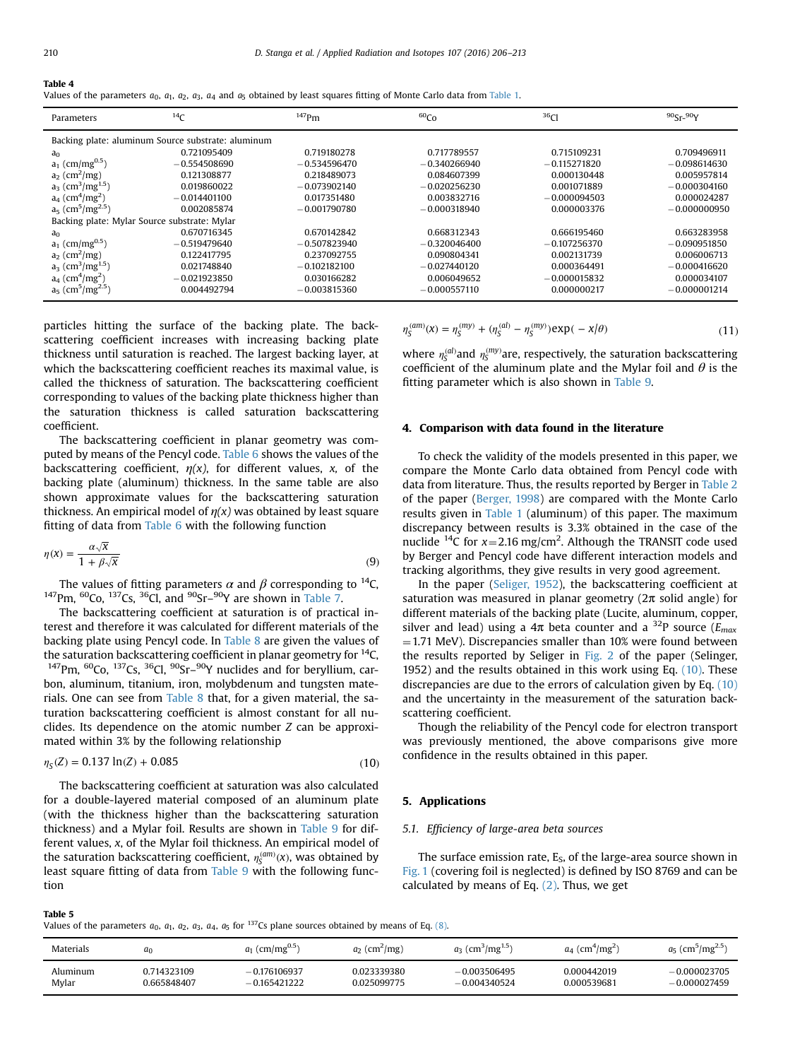**Table 4**
Values of the parameters $a_0$, $a_1$, $a_2$, $a_3$, $a_4$ and $a_5$ obtained by least squares fitting of Monte Carlo data from Table 1.

| Parameters | $^{14}C$ | $^{147}Pm$ | $^{60}Co$ | $^{36}Cl$ | $^{90}Sr$-$^{90}Y$ |
|---|---|---|---|---|---|
| Backing plate: aluminum Source substrate: aluminum | | | | | |
| $a_0$ | 0.721095409 | 0.719180278 | 0.717789557 | 0.715109231 | 0.709496911 |
| $a_1$ (cm/mg$^{0.5}$) | −0.554508690 | −0.534596470 | −0.340266940 | −0.115271820 | −0.098614630 |
| $a_2$ (cm$^2$/mg) | 0.121308877 | 0.218489073 | 0.084607399 | 0.000130448 | 0.005957814 |
| $a_3$ (cm$^3$/mg$^{1.5}$) | 0.019860022 | −0.073902140 | −0.020256230 | 0.001071889 | −0.000304160 |
| $a_4$ (cm$^4$/mg$^2$) | −0.014401100 | 0.017351480 | 0.003832716 | −0.000094503 | 0.000024287 |
| $a_5$ (cm$^5$/mg$^{2.5}$) | 0.002085874 | −0.001790780 | −0.000318940 | 0.000003376 | −0.000000950 |
| Backing plate: Mylar Source substrate: Mylar | | | | | |
| $a_0$ | 0.670716345 | 0.670142842 | 0.668312343 | 0.666195460 | 0.663283958 |
| $a_1$ (cm/mg$^{0.5}$) | −0.519479640 | −0.507823940 | −0.320046400 | −0.107256370 | −0.090951850 |
| $a_2$ (cm$^2$/mg) | 0.122417795 | 0.237092755 | 0.090804341 | 0.002131739 | 0.006006713 |
| $a_3$ (cm$^3$/mg$^{1.5}$) | 0.021748840 | −0.102182100 | −0.027440120 | 0.000364491 | −0.000416620 |
| $a_4$ (cm$^4$/mg$^2$) | −0.021923850 | 0.030166282 | 0.006049652 | −0.000015832 | 0.000034107 |
| $a_5$ (cm$^5$/mg$^{2.5}$) | 0.004492794 | −0.003815360 | −0.000557110 | 0.000000217 | −0.000001214 |

particles hitting the surface of the backing plate. The backscattering coefficient increases with increasing backing plate thickness until saturation is reached. The largest backing layer, at which the backscattering coefficient reaches its maximal value, is called the thickness of saturation. The backscattering coefficient corresponding to values of the backing plate thickness higher than the saturation thickness is called saturation backscattering coefficient.

The backscattering coefficient in planar geometry was computed by means of the Pencyl code. Table 6 shows the values of the backscattering coefficient, $\eta(x)$, for different values, $x$, of the backing plate (aluminum) thickness. In the same table are also shown approximate values for the backscattering saturation thickness. An empirical model of $\eta(x)$ was obtained by least square fitting of data from Table 6 with the following function

$$\eta(x) = \frac{\alpha\sqrt{x}}{1+\beta\sqrt{x}} \tag{9}$$

The values of fitting parameters $\alpha$ and $\beta$ corresponding to $^{14}C$, $^{147}Pm$, $^{60}Co$, $^{137}Cs$, $^{36}Cl$, and $^{90}Sr$–$^{90}Y$ are shown in Table 7.

The backscattering coefficient at saturation is of practical interest and therefore it was calculated for different materials of the backing plate using Pencyl code. In Table 8 are given the values of the saturation backscattering coefficient in planar geometry for $^{14}C$, $^{147}Pm$, $^{60}Co$, $^{137}Cs$, $^{36}Cl$, $^{90}Sr$–$^{90}Y$ nuclides and for beryllium, carbon, aluminum, titanium, iron, molybdenum and tungsten materials. One can see from Table 8 that, for a given material, the saturation backscattering coefficient is almost constant for all nuclides. Its dependence on the atomic number $Z$ can be approximated within 3% by the following relationship

$$\eta_S(Z) = 0.137\ln(Z) + 0.085 \tag{10}$$

The backscattering coefficient at saturation was also calculated for a double-layered material composed of an aluminum plate (with the thickness higher than the backscattering saturation thickness) and a Mylar foil. Results are shown in Table 9 for different values, $x$, of the Mylar foil thickness. An empirical model of the saturation backscattering coefficient, $\eta_S^{(am)}(x)$, was obtained by least square fitting of data from Table 9 with the following function

$$\eta_S^{(am)}(x) = \eta_S^{(my)} + (\eta_S^{(al)} - \eta_S^{(my)})\exp(-x/\theta) \tag{11}$$

where $\eta_S^{(al)}$ and $\eta_S^{(my)}$ are, respectively, the saturation backscattering coefficient of the aluminum plate and the Mylar foil and $\theta$ is the fitting parameter which is also shown in Table 9.

## 4. Comparison with data found in the literature

To check the validity of the models presented in this paper, we compare the Monte Carlo data obtained from Pencyl code with data from literature. Thus, the results reported by Berger in Table 2 of the paper (Berger, 1998) are compared with the Monte Carlo results given in Table 1 (aluminum) of this paper. The maximum discrepancy between results is 3.3% obtained in the case of the nuclide $^{14}C$ for $x = 2.16$ mg/cm$^2$. Although the TRANSIT code used by Berger and Pencyl code have different interaction models and tracking algorithms, they give results in very good agreement.

In the paper (Seliger, 1952), the backscattering coefficient at saturation was measured in planar geometry (2π solid angle) for different materials of the backing plate (Lucite, aluminum, copper, silver and lead) using a 4π beta counter and a $^{32}P$ source ($E_{max} = 1.71$ MeV). Discrepancies smaller than 10% were found between the results reported by Seliger in Fig. 2 of the paper (Selinger, 1952) and the results obtained in this work using Eq. (10). These discrepancies are due to the errors of calculation given by Eq. (10) and the uncertainty in the measurement of the saturation backscattering coefficient.

Though the reliability of the Pencyl code for electron transport was previously mentioned, the above comparisons give more confidence in the results obtained in this paper.

## 5. Applications

### 5.1. Efficiency of large-area beta sources

The surface emission rate, $E_S$, of the large-area source shown in Fig. 1 (covering foil is neglected) is defined by ISO 8769 and can be calculated by means of Eq. (2). Thus, we get

**Table 5**
Values of the parameters $a_0$, $a_1$, $a_2$, $a_3$, $a_4$, $a_5$ for $^{137}Cs$ plane sources obtained by means of Eq. (8).

| Materials | $a_0$ | $a_1$ (cm/mg$^{0.5}$) | $a_2$ (cm$^2$/mg) | $a_3$ (cm$^3$/mg$^{1.5}$) | $a_4$ (cm$^4$/mg$^2$) | $a_5$ (cm$^5$/mg$^{2.5}$) |
|---|---|---|---|---|---|---|
| Aluminum | 0.714323109 | −0.176106937 | 0.023339380 | −0.003506495 | 0.000442019 | −0.000023705 |
| Mylar | 0.665848407 | −0.165421222 | 0.025099775 | −0.004340524 | 0.000539681 | −0.000027459 |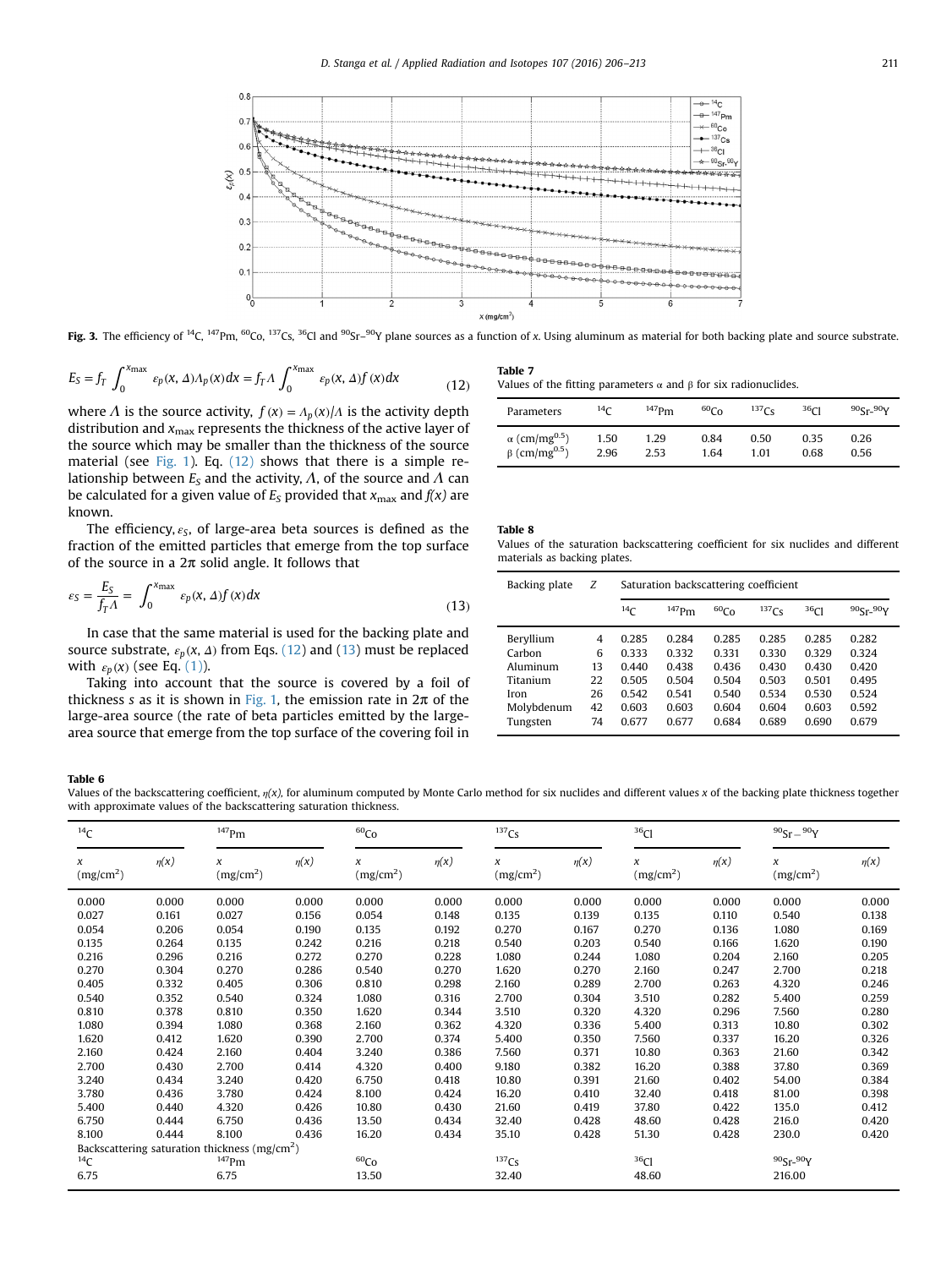**Fig. 3.** The efficiency of $^{14}C$, $^{147}Pm$, $^{60}Co$, $^{137}Cs$, $^{36}Cl$ and $^{90}Sr$–$^{90}Y$ plane sources as a function of $x$. Using aluminum as material for both backing plate and source substrate.

$$E_S = f_T \int_0^{x_{\max}} \varepsilon_p(x, \Delta)\Lambda_p(x)dx = f_T \Lambda \int_0^{x_{\max}} \varepsilon_p(x, \Delta) f(x)dx \tag{12}$$

where $\Lambda$ is the source activity, $f(x) = \Lambda_p(x)/\Lambda$ is the activity depth distribution and $x_{\max}$ represents the thickness of the active layer of the source which may be smaller than the thickness of the source material (see Fig. 1). Eq. (12) shows that there is a simple relationship between $E_S$ and the activity, $\Lambda$, of the source and $\Lambda$ can be calculated for a given value of $E_S$ provided that $x_{\max}$ and $f(x)$ are known.

The efficiency, $\varepsilon_S$, of large-area beta sources is defined as the fraction of the emitted particles that emerge from the top surface of the source in a $2\pi$ solid angle. It follows that

$$\varepsilon_S = \frac{E_S}{f_T \Lambda} = \int_0^{x_{\max}} \varepsilon_p(x, \Delta) f(x)dx \tag{13}$$

In case that the same material is used for the backing plate and source substrate, $\varepsilon_p(x, \Delta)$ from Eqs. (12) and (13) must be replaced with $\varepsilon_p(x)$ (see Eq. (1)).

Taking into account that the source is covered by a foil of thickness $s$ as it is shown in Fig. 1, the emission rate in $2\pi$ of the large-area source (the rate of beta particles emitted by the large-area source that emerge from the top surface of the covering foil in

**Table 7**
Values of the fitting parameters α and β for six radionuclides.

| Parameters | $^{14}C$ | $^{147}Pm$ | $^{60}Co$ | $^{137}Cs$ | $^{36}Cl$ | $^{90}Sr$-$^{90}Y$ |
|---|---|---|---|---|---|---|
| α (cm/mg$^{0.5}$) | 1.50 | 1.29 | 0.84 | 0.50 | 0.35 | 0.26 |
| β (cm/mg$^{0.5}$) | 2.96 | 2.53 | 1.64 | 1.01 | 0.68 | 0.56 |

**Table 8**
Values of the saturation backscattering coefficient for six nuclides and different materials as backing plates.

| Backing plate | Z | Saturation backscattering coefficient | | | | | |
|---|---|---|---|---|---|---|---|
| | | $^{14}C$ | $^{147}Pm$ | $^{60}Co$ | $^{137}Cs$ | $^{36}Cl$ | $^{90}Sr$-$^{90}Y$ |
| Beryllium | 4 | 0.285 | 0.284 | 0.285 | 0.285 | 0.285 | 0.282 |
| Carbon | 6 | 0.333 | 0.332 | 0.331 | 0.330 | 0.329 | 0.324 |
| Aluminum | 13 | 0.440 | 0.438 | 0.436 | 0.430 | 0.430 | 0.420 |
| Titanium | 22 | 0.505 | 0.504 | 0.504 | 0.503 | 0.501 | 0.495 |
| Iron | 26 | 0.542 | 0.541 | 0.540 | 0.534 | 0.530 | 0.524 |
| Molybdenum | 42 | 0.603 | 0.603 | 0.604 | 0.604 | 0.603 | 0.592 |
| Tungsten | 74 | 0.677 | 0.677 | 0.684 | 0.689 | 0.690 | 0.679 |

**Table 6**
Values of the backscattering coefficient, $\eta(x)$, for aluminum computed by Monte Carlo method for six nuclides and different values $x$ of the backing plate thickness together with approximate values of the backscattering saturation thickness.

| $^{14}C$ | | $^{147}Pm$ | | $^{60}Co$ | | $^{137}Cs$ | | $^{36}Cl$ | | $^{90}Sr-^{90}Y$ | |
|---|---|---|---|---|---|---|---|---|---|---|---|
| $x$ (mg/cm$^2$) | $\eta(x)$ | $x$ (mg/cm$^2$) | $\eta(x)$ | $x$ (mg/cm$^2$) | $\eta(x)$ | $x$ (mg/cm$^2$) | $\eta(x)$ | $x$ (mg/cm$^2$) | $\eta(x)$ | $x$ (mg/cm$^2$) | $\eta(x)$ |
| 0.000 | 0.000 | 0.000 | 0.000 | 0.000 | 0.000 | 0.000 | 0.000 | 0.000 | 0.000 | 0.000 | 0.000 |
| 0.027 | 0.161 | 0.027 | 0.156 | 0.054 | 0.148 | 0.135 | 0.139 | 0.135 | 0.110 | 0.540 | 0.138 |
| 0.054 | 0.206 | 0.054 | 0.190 | 0.135 | 0.192 | 0.270 | 0.167 | 0.270 | 0.136 | 1.080 | 0.169 |
| 0.135 | 0.264 | 0.135 | 0.242 | 0.216 | 0.218 | 0.540 | 0.203 | 0.540 | 0.166 | 1.620 | 0.190 |
| 0.216 | 0.296 | 0.216 | 0.272 | 0.270 | 0.228 | 1.080 | 0.244 | 1.080 | 0.204 | 2.160 | 0.205 |
| 0.270 | 0.304 | 0.270 | 0.286 | 0.540 | 0.270 | 1.620 | 0.270 | 2.160 | 0.247 | 2.700 | 0.218 |
| 0.405 | 0.332 | 0.405 | 0.306 | 0.810 | 0.298 | 2.160 | 0.289 | 2.700 | 0.263 | 4.320 | 0.246 |
| 0.540 | 0.352 | 0.540 | 0.324 | 1.080 | 0.316 | 2.700 | 0.304 | 3.510 | 0.282 | 5.400 | 0.259 |
| 0.810 | 0.378 | 0.810 | 0.350 | 1.620 | 0.344 | 3.510 | 0.320 | 4.320 | 0.296 | 7.560 | 0.280 |
| 1.080 | 0.394 | 1.080 | 0.368 | 2.160 | 0.362 | 4.320 | 0.336 | 5.400 | 0.313 | 10.80 | 0.302 |
| 1.620 | 0.412 | 1.620 | 0.390 | 2.700 | 0.374 | 5.400 | 0.350 | 7.560 | 0.337 | 16.20 | 0.326 |
| 2.160 | 0.424 | 2.160 | 0.404 | 3.240 | 0.386 | 7.560 | 0.371 | 10.80 | 0.363 | 21.60 | 0.342 |
| 2.700 | 0.430 | 2.700 | 0.414 | 4.320 | 0.400 | 9.180 | 0.382 | 16.20 | 0.388 | 37.80 | 0.369 |
| 3.240 | 0.434 | 3.240 | 0.420 | 6.750 | 0.418 | 10.80 | 0.391 | 21.60 | 0.402 | 54.00 | 0.384 |
| 3.780 | 0.436 | 3.780 | 0.424 | 8.100 | 0.424 | 16.20 | 0.410 | 32.40 | 0.418 | 81.00 | 0.398 |
| 5.400 | 0.440 | 4.320 | 0.426 | 10.80 | 0.430 | 21.60 | 0.419 | 37.80 | 0.422 | 135.0 | 0.412 |
| 6.750 | 0.444 | 6.750 | 0.436 | 13.50 | 0.434 | 32.40 | 0.428 | 48.60 | 0.428 | 216.0 | 0.420 |
| 8.100 | 0.444 | 8.100 | 0.436 | 16.20 | 0.434 | 35.10 | 0.428 | 51.30 | 0.428 | 230.0 | 0.420 |
| Backscattering saturation thickness (mg/cm$^2$) | | | | | | | | | | | |
| $^{14}C$ | | $^{147}Pm$ | | $^{60}Co$ | | $^{137}Cs$ | | $^{36}Cl$ | | $^{90}Sr$-$^{90}Y$ | |
| 6.75 | | 6.75 | | 13.50 | | 32.40 | | 48.60 | | 216.00 | |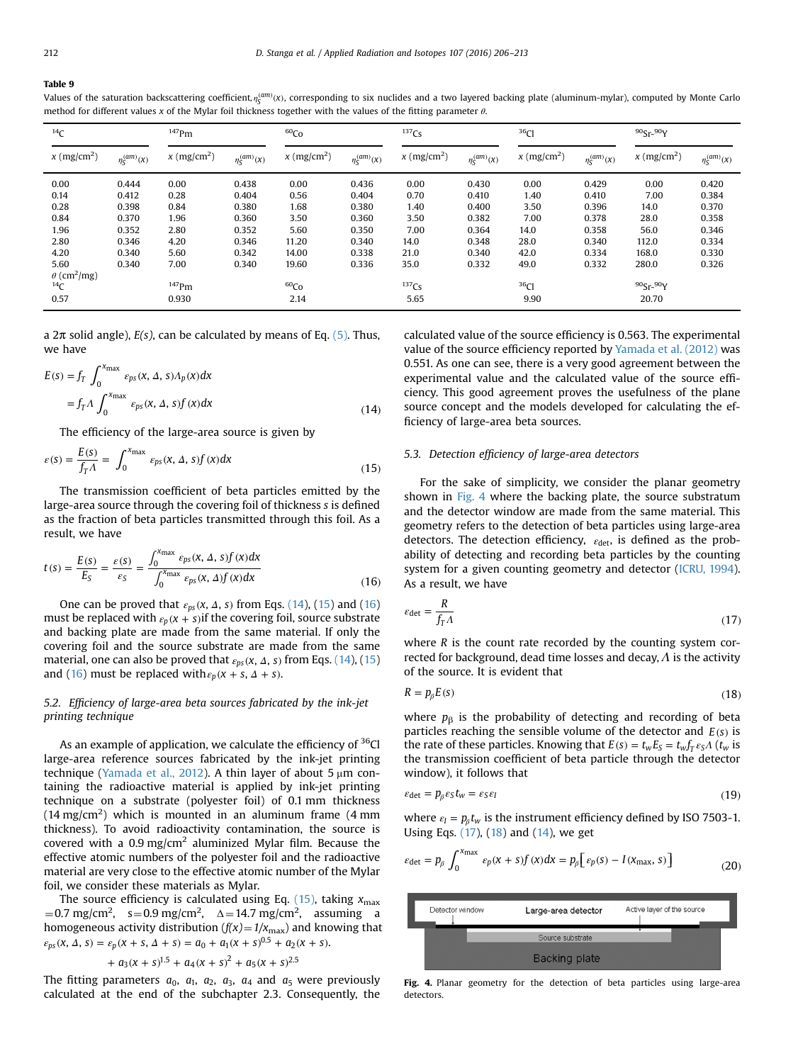**Table 9**

Values of the saturation backscattering coefficient, $\eta_S^{(am)}(x)$, corresponding to six nuclides and a two layered backing plate (aluminum-mylar), computed by Monte Carlo method for different values $x$ of the Mylar foil thickness together with the values of the fitting parameter $\theta$.

| $^{14}$C | | $^{147}$Pm | | $^{60}$Co | | $^{137}$Cs | | $^{36}$Cl | | $^{90}$Sr-$^{90}$Y | |
|---|---|---|---|---|---|---|---|---|---|---|---|
| $x$ (mg/cm$^2$) | $\eta_S^{(am)}(x)$ | $x$ (mg/cm$^2$) | $\eta_S^{(am)}(x)$ | $x$ (mg/cm$^2$) | $\eta_S^{(am)}(x)$ | $x$ (mg/cm$^2$) | $\eta_S^{(am)}(x)$ | $x$ (mg/cm$^2$) | $\eta_S^{(am)}(x)$ | $x$ (mg/cm$^2$) | $\eta_S^{(am)}(x)$ |
| 0.00 | 0.444 | 0.00 | 0.438 | 0.00 | 0.436 | 0.00 | 0.430 | 0.00 | 0.429 | 0.00 | 0.420 |
| 0.14 | 0.412 | 0.28 | 0.404 | 0.56 | 0.404 | 0.70 | 0.410 | 1.40 | 0.410 | 7.00 | 0.384 |
| 0.28 | 0.398 | 0.84 | 0.380 | 1.68 | 0.380 | 1.40 | 0.400 | 3.50 | 0.396 | 14.0 | 0.370 |
| 0.84 | 0.370 | 1.96 | 0.360 | 3.50 | 0.360 | 3.50 | 0.382 | 7.00 | 0.378 | 28.0 | 0.358 |
| 1.96 | 0.352 | 2.80 | 0.352 | 5.60 | 0.350 | 7.00 | 0.364 | 14.0 | 0.358 | 56.0 | 0.346 |
| 2.80 | 0.346 | 4.20 | 0.346 | 11.20 | 0.340 | 14.0 | 0.348 | 28.0 | 0.340 | 112.0 | 0.334 |
| 4.20 | 0.340 | 5.60 | 0.342 | 14.00 | 0.338 | 21.0 | 0.340 | 42.0 | 0.334 | 168.0 | 0.330 |
| 5.60 | 0.340 | 7.00 | 0.340 | 19.60 | 0.336 | 35.0 | 0.332 | 49.0 | 0.332 | 280.0 | 0.326 |
| $\theta$ (cm$^2$/mg) | | | | | | | | | | | |
| $^{14}$C | | $^{147}$Pm | | $^{60}$Co | | $^{137}$Cs | | $^{36}$Cl | | $^{90}$Sr-$^{90}$Y | |
| 0.57 | | 0.930 | | 2.14 | | 5.65 | | 9.90 | | 20.70 | |

a $2\pi$ solid angle), $E(s)$, can be calculated by means of Eq. (5). Thus, we have

$$E(s) = f_T \int_0^{x_{\max}} \varepsilon_{ps}(x, \Delta, s) \Lambda_p(x) dx = f_T \Lambda \int_0^{x_{\max}} \varepsilon_{ps}(x, \Delta, s) f(x) dx \tag{14}$$

The efficiency of the large-area source is given by

$$\varepsilon(s) = \frac{E(s)}{f_T \Lambda} = \int_0^{x_{\max}} \varepsilon_{ps}(x, \Delta, s) f(x) dx \tag{15}$$

The transmission coefficient of beta particles emitted by the large-area source through the covering foil of thickness $s$ is defined as the fraction of beta particles transmitted through this foil. As a result, we have

$$t(s) = \frac{E(s)}{E_S} = \frac{\varepsilon(s)}{\varepsilon_S} = \frac{\int_0^{x_{\max}} \varepsilon_{ps}(x, \Delta, s) f(x) dx}{\int_0^{x_{\max}} \varepsilon_{ps}(x, \Delta) f(x) dx} \tag{16}$$

One can be proved that $\varepsilon_{ps}(x, \Delta, s)$ from Eqs. (14), (15) and (16) must be replaced with $\varepsilon_p(x + s)$ if the covering foil, source substrate and backing plate are made from the same material. If only the covering foil and the source substrate are made from the same material, one can also be proved that $\varepsilon_{ps}(x, \Delta, s)$ from Eqs. (14), (15) and (16) must be replaced with $\varepsilon_p(x + s, \Delta + s)$.

### 5.2. Efficiency of large-area beta sources fabricated by the ink-jet printing technique

As an example of application, we calculate the efficiency of $^{36}$Cl large-area reference sources fabricated by the ink-jet printing technique (Yamada et al., 2012). A thin layer of about 5 µm containing the radioactive material is applied by ink-jet printing technique on a substrate (polyester foil) of 0.1 mm thickness (14 mg/cm$^2$) which is mounted in an aluminum frame (4 mm thickness). To avoid radioactivity contamination, the source is covered with a 0.9 mg/cm$^2$ aluminized Mylar film. Because the effective atomic numbers of the polyester foil and the radioactive material are very close to the effective atomic number of the Mylar foil, we consider these materials as Mylar.

The source efficiency is calculated using Eq. (15), taking $x_{\max} = 0.7$ mg/cm$^2$, $s = 0.9$ mg/cm$^2$, $\Delta = 14.7$ mg/cm$^2$, assuming a homogeneous activity distribution ($f(x) = 1/x_{\max}$) and knowing that $\varepsilon_{ps}(x, \Delta, s) = \varepsilon_p(x + s, \Delta + s) = a_0 + a_1(x + s)^{0.5} + a_2(x + s)$.

$$+ a_3(x + s)^{1.5} + a_4(x + s)^2 + a_5(x + s)^{2.5}$$

The fitting parameters $a_0$, $a_1$, $a_2$, $a_3$, $a_4$ and $a_5$ were previously calculated at the end of the subchapter 2.3. Consequently, the calculated value of the source efficiency is 0.563. The experimental value of the source efficiency reported by Yamada et al. (2012) was 0.551. As one can see, there is a very good agreement between the experimental value and the calculated value of the source efficiency. This good agreement proves the usefulness of the plane source concept and the models developed for calculating the efficiency of large-area beta sources.

### 5.3. Detection efficiency of large-area detectors

For the sake of simplicity, we consider the planar geometry shown in Fig. 4 where the backing plate, the source substratum and the detector window are made from the same material. This geometry refers to the detection of beta particles using large-area detectors. The detection efficiency, $\varepsilon_{\det}$, is defined as the probability of detecting and recording beta particles by the counting system for a given counting geometry and detector (ICRU, 1994). As a result, we have

$$\varepsilon_{\det} = \frac{R}{f_T \Lambda} \tag{17}$$

where $R$ is the count rate recorded by the counting system corrected for background, dead time losses and decay, $\Lambda$ is the activity of the source. It is evident that

$$R = p_\beta E(s) \tag{18}$$

where $p_\beta$ is the probability of detecting and recording of beta particles reaching the sensible volume of the detector and $E(s)$ is the rate of these particles. Knowing that $E(s) = t_w E_S = t_w f_T \varepsilon_S \Lambda$ ($t_w$ is the transmission coefficient of beta particle through the detector window), it follows that

$$\varepsilon_{\det} = p_\beta \varepsilon_S t_w = \varepsilon_S \varepsilon_I \tag{19}$$

where $\varepsilon_I = p_\beta t_w$ is the instrument efficiency defined by ISO 7503-1. Using Eqs. (17), (18) and (14), we get

$$\varepsilon_{\det} = p_\beta \int_0^{x_{\max}} \varepsilon_p(x + s) f(x) dx = p_\beta \left[ \varepsilon_p(s) - I(x_{\max}, s) \right] \tag{20}$$

Detector window | Large-area detector | Active layer of the source | Source substrate | Backing plate

**Fig. 4.** Planar geometry for the detection of beta particles using large-area detectors.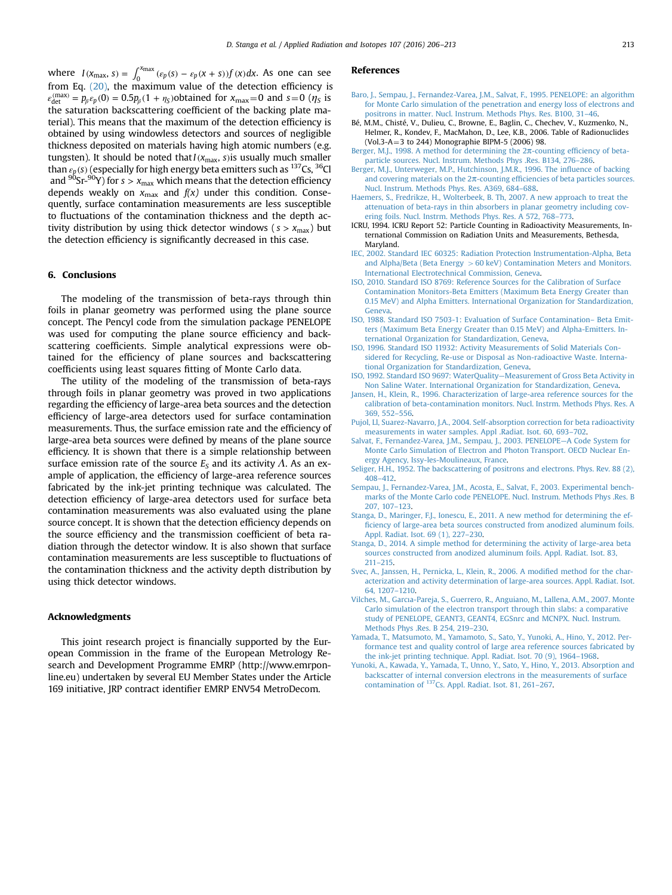where $I(x_{\max}, s) = \int_0^{x_{\max}} (\varepsilon_p(s) - \varepsilon_p(x+s)) f(x) dx$. As one can see from Eq. (20), the maximum value of the detection efficiency is $\varepsilon_{\text{det}}^{(\max)} = p_\beta \varepsilon_p(0) = 0.5 p_\beta (1 + \eta_S)$obtained for $x_{\max}$=0 and $s$=0 ($\eta_S$ is the saturation backscattering coefficient of the backing plate material). This means that the maximum of the detection efficiency is obtained by using windowless detectors and sources of negligible thickness deposited on materials having high atomic numbers (e.g. tungsten). It should be noted that $I(x_{\max}, s)$ is usually much smaller than $\varepsilon_p(s)$ (especially for high energy beta emitters such as $^{137}$Cs, $^{36}$Cl and $^{90}$Sr-$^{90}$Y) for $s > x_{\max}$ which means that the detection efficiency depends weakly on $x_{\max}$ and $f(x)$ under this condition. Consequently, surface contamination measurements are less susceptible to fluctuations of the contamination thickness and the depth activity distribution by using thick detector windows ($s > x_{\max}$) but the detection efficiency is significantly decreased in this case.

## 6. Conclusions

The modeling of the transmission of beta-rays through thin foils in planar geometry was performed using the plane source concept. The Pencyl code from the simulation package PENELOPE was used for computing the plane source efficiency and backscattering coefficients. Simple analytical expressions were obtained for the efficiency of plane sources and backscattering coefficients using least squares fitting of Monte Carlo data.

The utility of the modeling of the transmission of beta-rays through foils in planar geometry was proved in two applications regarding the efficiency of large-area beta sources and the detection efficiency of large-area detectors used for surface contamination measurements. Thus, the surface emission rate and the efficiency of large-area beta sources were defined by means of the plane source efficiency. It is shown that there is a simple relationship between surface emission rate of the source $E_S$ and its activity $\Lambda$. As an example of application, the efficiency of large-area reference sources fabricated by the ink-jet printing technique was calculated. The detection efficiency of large-area detectors used for surface beta contamination measurements was also evaluated using the plane source concept. It is shown that the detection efficiency depends on the source efficiency and the transmission coefficient of beta radiation through the detector window. It is also shown that surface contamination measurements are less susceptible to fluctuations of the contamination thickness and the activity depth distribution by using thick detector windows.

## Acknowledgments

This joint research project is financially supported by the European Commission in the frame of the European Metrology Research and Development Programme EMRP (http://www.emrponline.eu) undertaken by several EU Member States under the Article 169 initiative, JRP contract identifier EMRP ENV54 MetroDecom.

## References

Baro, J., Sempau, J., Fernandez-Varea, J.M., Salvat, F., 1995. PENELOPE: an algorithm for Monte Carlo simulation of the penetration and energy loss of electrons and positrons in matter. Nucl. Instrum. Methods Phys. Res. B100, 31–46.

Bé, M.M., Chisté, V., Dulieu, C., Browne, E., Baglin, C., Chechev, V., Kuzmenko, N., Helmer, R., Kondev, F., MacMahon, D., Lee, K.B., 2006. Table of Radionuclides (Vol.3-A=3 to 244) Monographie BIPM-5 (2006) 98.

Berger, M.J., 1998. A method for determining the 2π-counting efficiency of beta-particle sources. Nucl. Instrum. Methods Phys .Res. B134, 276–286.

Berger, M.J., Unterweger, M.P., Hutchinson, J.M.R., 1996. The influence of backing and covering materials on the 2π-counting efficiencies of beta particles sources. Nucl. Instrum. Methods Phys. Res. A369, 684–688.

Haemers, S., Fredrikze, H., Wolterbeek, B. Th, 2007. A new approach to treat the attenuation of beta-rays in thin absorbers in planar geometry including covering foils. Nucl. Instrm. Methods Phys. Res. A 572, 768–773.

ICRU, 1994. ICRU Report 52: Particle Counting in Radioactivity Measurements, International Commission on Radiation Units and Measurements, Bethesda, Maryland.

IEC, 2002. Standard IEC 60325: Radiation Protection Instrumentation-Alpha, Beta and Alpha/Beta (Beta Energy > 60 keV) Contamination Meters and Monitors. International Electrotechnical Commission, Geneva.

ISO, 2010. Standard ISO 8769: Reference Sources for the Calibration of Surface Contamination Monitors-Beta Emitters (Maximum Beta Energy Greater than 0.15 MeV) and Alpha Emitters. International Organization for Standardization, Geneva.

ISO, 1988. Standard ISO 7503-1: Evaluation of Surface Contamination– Beta Emitters (Maximum Beta Energy Greater than 0.15 MeV) and Alpha-Emitters. International Organization for Standardization, Geneva.

ISO, 1996. Standard ISO 11932: Activity Measurements of Solid Materials Considered for Recycling, Re-use or Disposal as Non-radioactive Waste. International Organization for Standardization, Geneva.

ISO, 1992. Standard ISO 9697: WaterQuality—Measurement of Gross Beta Activity in Non Saline Water. International Organization for Standardization, Geneva.

Jansen, H., Klein, R., 1996. Characterization of large-area reference sources for the calibration of beta-contamination monitors. Nucl. Instrm. Methods Phys. Res. A 369, 552–556.

Pujol, Ll, Suarez-Navarro, J.A., 2004. Self-absorption correction for beta radioactivity measurements in water samples. Appl .Radiat. Isot. 60, 693–702.

Salvat, F., Fernandez-Varea, J.M., Sempau, J., 2003. PENELOPE—A Code System for Monte Carlo Simulation of Electron and Photon Transport. OECD Nuclear Energy Agency, Issy-les-Moulineaux, France.

Seliger, H.H., 1952. The backscattering of positrons and electrons. Phys. Rev. 88 (2), 408–412.

Sempau, J., Fernandez-Varea, J.M., Acosta, E., Salvat, F., 2003. Experimental benchmarks of the Monte Carlo code PENELOPE. Nucl. Instrum. Methods Phys .Res. B 207, 107–123.

Stanga, D., Maringer, F.J., Ionescu, E., 2011. A new method for determining the efficiency of large-area beta sources constructed from anodized aluminum foils. Appl. Radiat. Isot. 69 (1), 227–230.

Stanga, D., 2014. A simple method for determining the activity of large-area beta sources constructed from anodized aluminum foils. Appl. Radiat. Isot. 83, 211–215.

Svec, A., Janssen, H., Pernicka, L., Klein, R., 2006. A modified method for the characterization and activity determination of large-area sources. Appl. Radiat. Isot. 64, 1207–1210.

Vilches, M., Garcia-Pareja, S., Guerrero, R., Anguiano, M., Lallena, A.M., 2007. Monte Carlo simulation of the electron transport through thin slabs: a comparative study of PENELOPE, GEANT3, GEANT4, EGSnrc and MCNPX. Nucl. Instrum. Methods Phys .Res. B 254, 219–230.

Yamada, T., Matsumoto, M., Yamamoto, S., Sato, Y., Yunoki, A., Hino, Y., 2012. Performance test and quality control of large area reference sources fabricated by the ink-jet printing technique. Appl. Radiat. Isot. 70 (9), 1964–1968.

Yunoki, A., Kawada, Y., Yamada, T., Unno, Y., Sato, Y., Hino, Y., 2013. Absorption and backscatter of internal conversion electrons in the measurements of surface contamination of $^{137}$Cs. Appl. Radiat. Isot. 81, 261–267.